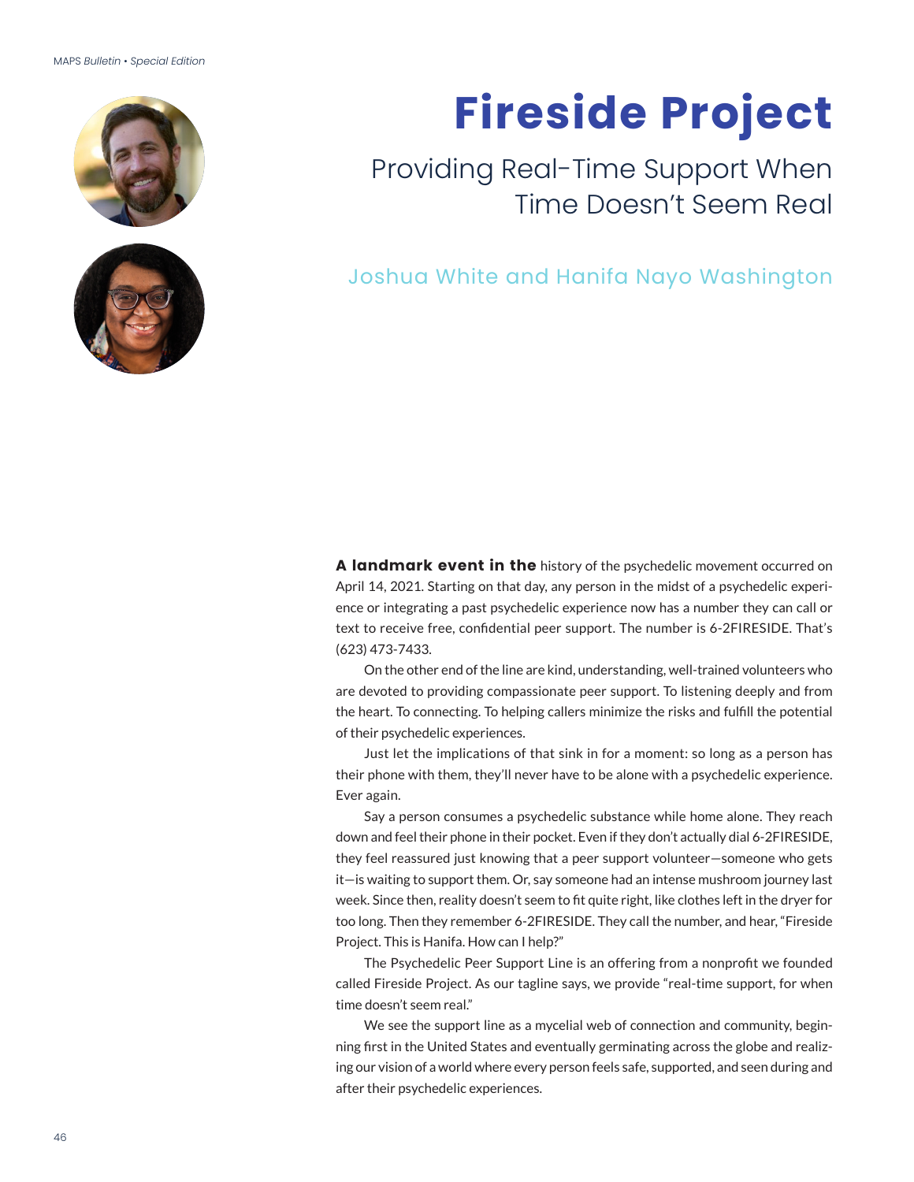# Fireside Project

## Providing Real-Time Support When Time Doesn't Seem Real

Joshua White and Hanifa Nayo Washington

**A landmark event in the** history of the psychedelic movement occurred on April 14, 2021. Starting on that day, any person in the midst of a psychedelic experience or integrating a past psychedelic experience now has a number they can call or text to receive free, confidential peer support. The number is 6-2FIRESIDE. That's (623) 473-7433.

On the other end of the line are kind, understanding, well-trained volunteers who are devoted to providing compassionate peer support. To listening deeply and from the heart. To connecting. To helping callers minimize the risks and fulfill the potential of their psychedelic experiences.

Just let the implications of that sink in for a moment: so long as a person has their phone with them, they'll never have to be alone with a psychedelic experience. Ever again.

Say a person consumes a psychedelic substance while home alone. They reach down and feel their phone in their pocket. Even if they don't actually dial 6-2FIRESIDE, they feel reassured just knowing that a peer support volunteer—someone who gets it—is waiting to support them. Or, say someone had an intense mushroom journey last week. Since then, reality doesn't seem to fit quite right, like clothes left in the dryer for too long. Then they remember 6-2FIRESIDE. They call the number, and hear, "Fireside Project. This is Hanifa. How can I help?"

The Psychedelic Peer Support Line is an offering from a nonprofit we founded called Fireside Project. As our tagline says, we provide "real-time support, for when time doesn't seem real."

We see the support line as a mycelial web of connection and community, beginning first in the United States and eventually germinating across the globe and realizing our vision of a world where every person feels safe, supported, and seen during and after their psychedelic experiences.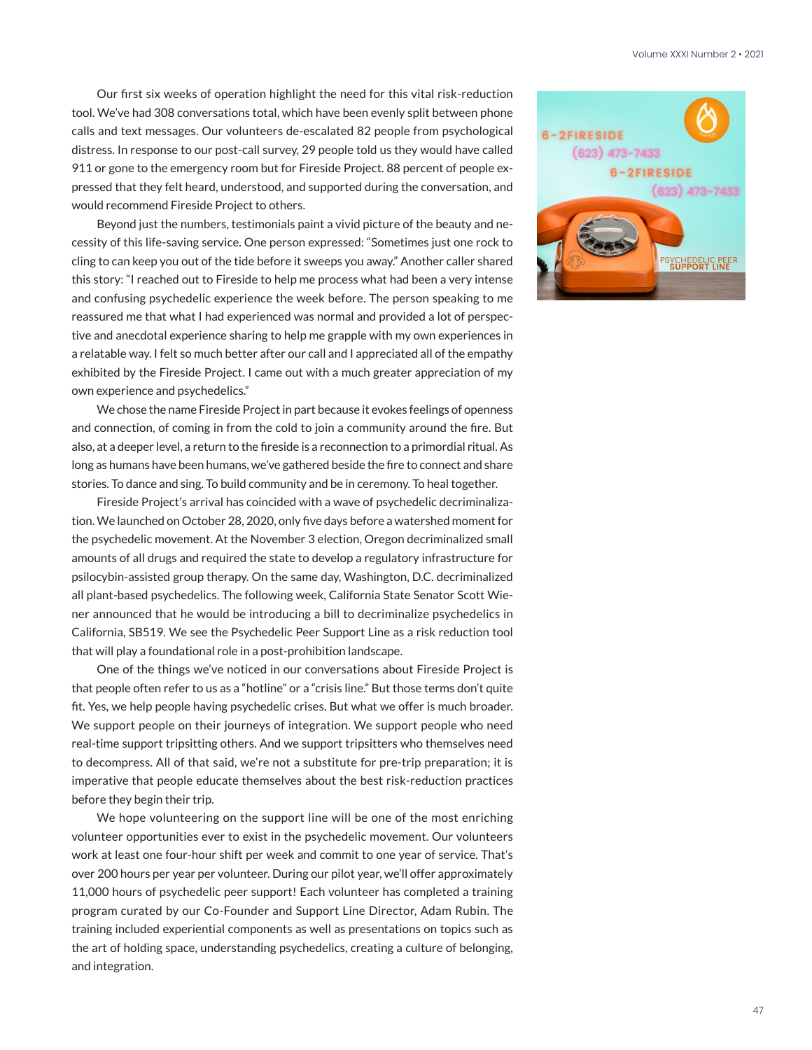Our first six weeks of operation highlight the need for this vital risk-reduction tool. We've had 308 conversations total, which have been evenly split between phone calls and text messages. Our volunteers de-escalated 82 people from psychological distress. In response to our post-call survey, 29 people told us they would have called 911 or gone to the emergency room but for Fireside Project. 88 percent of people expressed that they felt heard, understood, and supported during the conversation, and would recommend Fireside Project to others.

Beyond just the numbers, testimonials paint a vivid picture of the beauty and necessity of this life-saving service. One person expressed: "Sometimes just one rock to cling to can keep you out of the tide before it sweeps you away." Another caller shared this story: "I reached out to Fireside to help me process what had been a very intense and confusing psychedelic experience the week before. The person speaking to me reassured me that what I had experienced was normal and provided a lot of perspective and anecdotal experience sharing to help me grapple with my own experiences in a relatable way. I felt so much better after our call and I appreciated all of the empathy exhibited by the Fireside Project. I came out with a much greater appreciation of my own experience and psychedelics."

We chose the name Fireside Project in part because it evokes feelings of openness and connection, of coming in from the cold to join a community around the fire. But also, at a deeper level, a return to the fireside is a reconnection to a primordial ritual. As long as humans have been humans, we've gathered beside the fire to connect and share stories. To dance and sing. To build community and be in ceremony. To heal together.

Fireside Project's arrival has coincided with a wave of psychedelic decriminalization. We launched on October 28, 2020, only five days before a watershed moment for the psychedelic movement. At the November 3 election, Oregon decriminalized small amounts of all drugs and required the state to develop a regulatory infrastructure for psilocybin-assisted group therapy. On the same day, Washington, D.C. decriminalized all plant-based psychedelics. The following week, California State Senator Scott Wiener announced that he would be introducing a bill to decriminalize psychedelics in California, SB519. We see the Psychedelic Peer Support Line as a risk reduction tool that will play a foundational role in a post-prohibition landscape.

One of the things we've noticed in our conversations about Fireside Project is that people often refer to us as a "hotline" or a "crisis line." But those terms don't quite fit. Yes, we help people having psychedelic crises. But what we offer is much broader. We support people on their journeys of integration. We support people who need real-time support tripsitting others. And we support tripsitters who themselves need to decompress. All of that said, we're not a substitute for pre-trip preparation; it is imperative that people educate themselves about the best risk-reduction practices before they begin their trip.

We hope volunteering on the support line will be one of the most enriching volunteer opportunities ever to exist in the psychedelic movement. Our volunteers work at least one four-hour shift per week and commit to one year of service. That's over 200 hours per year per volunteer. During our pilot year, we'll offer approximately 11,000 hours of psychedelic peer support! Each volunteer has completed a training program curated by our Co-Founder and Support Line Director, Adam Rubin. The training included experiential components as well as presentations on topics such as the art of holding space, understanding psychedelics, creating a culture of belonging, and integration.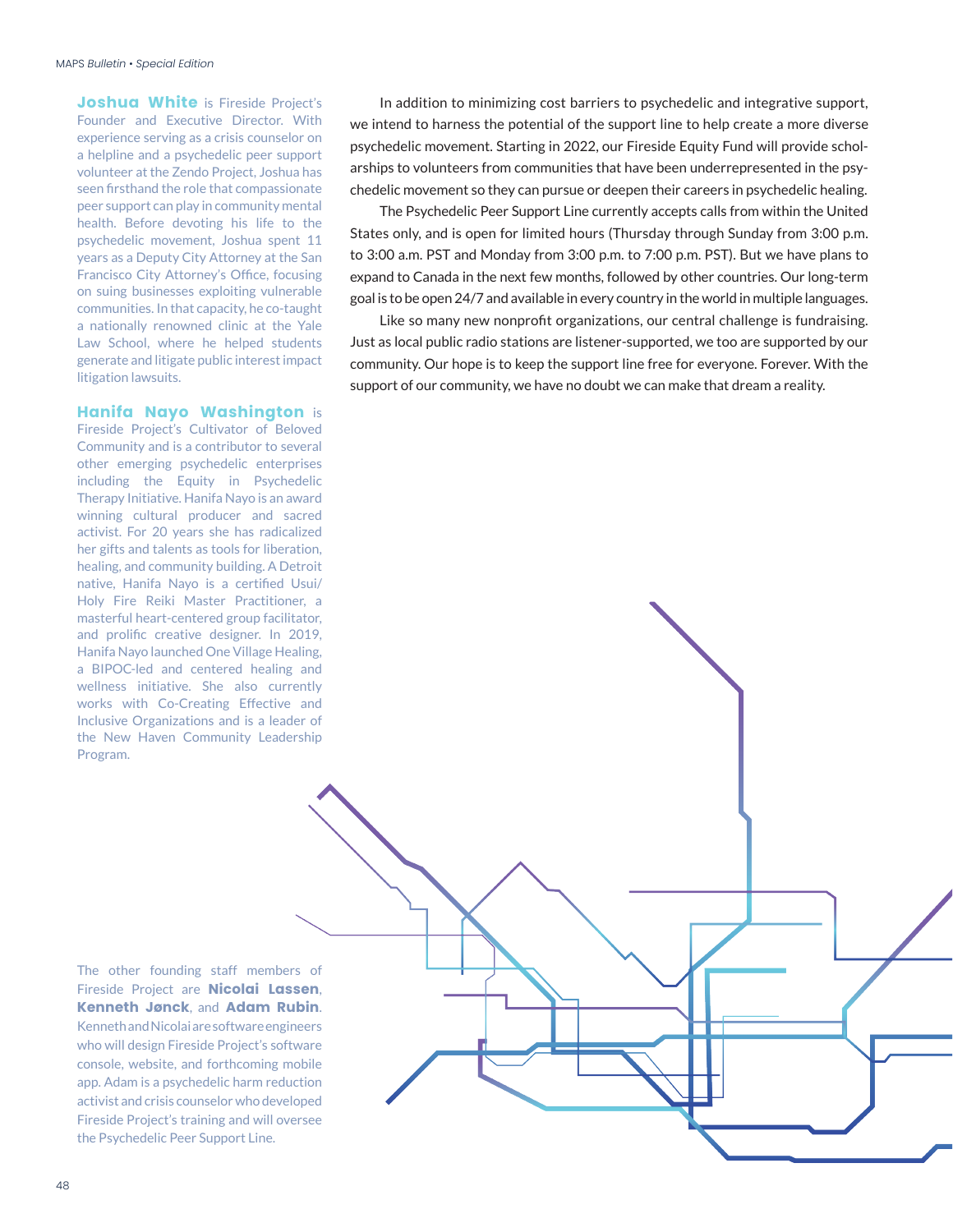In addition to minimizing cost barriers to psychedelic and integrative support, we intend to harness the potential of the support line to help create a more diverse psychedelic movement. Starting in 2022, our Fireside Equity Fund will provide scholarships to volunteers from communities that have been underrepresented in the psychedelic movement so they can pursue or deepen their careers in psychedelic healing.

The Psychedelic Peer Support Line currently accepts calls from within the United States only, and is open for limited hours (Thursday through Sunday from 3:00 p.m. to 3:00 a.m. PST and Monday from 3:00 p.m. to 7:00 p.m. PST). But we have plans to expand to Canada in the next few months, followed by other countries. Our long-term goal is to be open 24/7 and available in every country in the world in multiple languages.

Like so many new nonprofit organizations, our central challenge is fundraising. Just as local public radio stations are listener-supported, we too are supported by our community. Our hope is to keep the support line free for everyone. Forever. With the support of our community, we have no doubt we can make that dream a reality.

**Joshua White** is Fireside Project's Founder and Executive Director. With experience serving as a crisis counselor on a helpline and a psychedelic peer support volunteer at the Zendo Project, Joshua has seen firsthand the role that compassionate peer support can play in community mental health. Before devoting his life to the psychedelic movement, Joshua spent 11 years as a Deputy City Attorney at the San Francisco City Attorney's Office, focusing on suing businesses exploiting vulnerable communities. In that capacity, he co-taught a nationally renowned clinic at the Yale Law School, where he helped students generate and litigate public interest impact litigation lawsuits.

**Hanifa Nayo Washington** is Fireside Project's Cultivator of Beloved Community and is a contributor to several other emerging psychedelic enterprises including the Equity in Psychedelic Therapy Initiative. Hanifa Nayo is an award winning cultural producer and sacred activist. For 20 years she has radicalized her gifts and talents as tools for liberation, healing, and community building. A Detroit native, Hanifa Nayo is a certified Usui/Holy Fire Reiki Master Practitioner, a masterful heart-centered group facilitator, and prolific creative designer. In 2019, Hanifa Nayo launched One Village Healing, a BIPOC-led and centered healing and wellness initiative. She also currently works with Co-Creating Effective and Inclusive Organizations and is a leader of the New Haven Community Leadership Program.

The other founding staff members of Fireside Project are **Nicolai Lassen**, **Kenneth Jønck**, and **Adam Rubin**. Kenneth and Nicolai are software engineers who will design Fireside Project's software console, website, and forthcoming mobile app. Adam is a psychedelic harm reduction activist and crisis counselor who developed Fireside Project's training and will oversee the Psychedelic Peer Support Line.